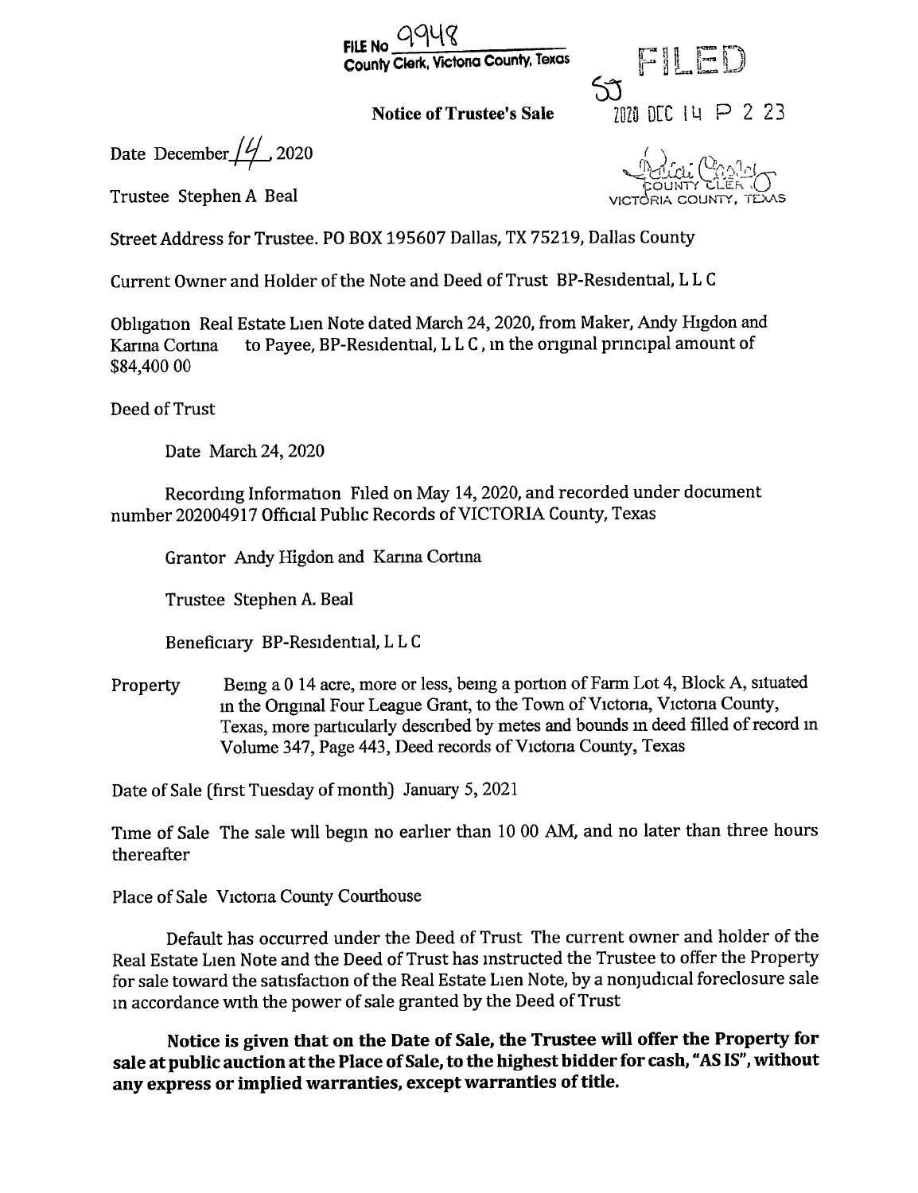FILE No 9948
County Clerk, Victoria County, Texas

FILED
53
2020 DEC 14 P 2 23

COUNTY CLERK
VICTORIA COUNTY, TEXAS

**Notice of Trustee's Sale**

Date December 14, 2020

Trustee Stephen A Beal

Street Address for Trustee. PO BOX 195607 Dallas, TX 75219, Dallas County

Current Owner and Holder of the Note and Deed of Trust BP-Residential, L L C

Obligation Real Estate Lien Note dated March 24, 2020, from Maker, Andy Higdon and Karina Cortina to Payee, BP-Residential, L L C, in the original principal amount of $84,400 00

Deed of Trust

Date March 24, 2020

Recording Information Filed on May 14, 2020, and recorded under document number 202004917 Official Public Records of VICTORIA County, Texas

Grantor Andy Higdon and Karina Cortina

Trustee Stephen A. Beal

Beneficiary BP-Residential, L L C

Property Being a 0 14 acre, more or less, being a portion of Farm Lot 4, Block A, situated in the Original Four League Grant, to the Town of Victoria, Victoria County, Texas, more particularly described by metes and bounds in deed filled of record in Volume 347, Page 443, Deed records of Victoria County, Texas

Date of Sale (first Tuesday of month) January 5, 2021

Time of Sale The sale will begin no earlier than 10 00 AM, and no later than three hours thereafter

Place of Sale Victoria County Courthouse

Default has occurred under the Deed of Trust The current owner and holder of the Real Estate Lien Note and the Deed of Trust has instructed the Trustee to offer the Property for sale toward the satisfaction of the Real Estate Lien Note, by a nonjudicial foreclosure sale in accordance with the power of sale granted by the Deed of Trust

**Notice is given that on the Date of Sale, the Trustee will offer the Property for sale at public auction at the Place of Sale, to the highest bidder for cash, "AS IS", without any express or implied warranties, except warranties of title.**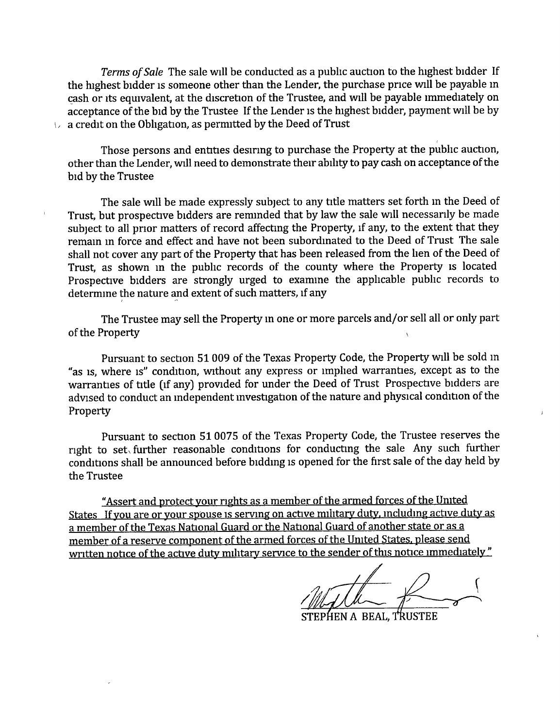*Terms of Sale* The sale will be conducted as a public auction to the highest bidder If the highest bidder is someone other than the Lender, the purchase price will be payable in cash or its equivalent, at the discretion of the Trustee, and will be payable immediately on acceptance of the bid by the Trustee If the Lender is the highest bidder, payment will be by a credit on the Obligation, as permitted by the Deed of Trust

Those persons and entities desiring to purchase the Property at the public auction, other than the Lender, will need to demonstrate their ability to pay cash on acceptance of the bid by the Trustee

The sale will be made expressly subject to any title matters set forth in the Deed of Trust, but prospective bidders are reminded that by law the sale will necessarily be made subject to all prior matters of record affecting the Property, if any, to the extent that they remain in force and effect and have not been subordinated to the Deed of Trust The sale shall not cover any part of the Property that has been released from the lien of the Deed of Trust, as shown in the public records of the county where the Property is located Prospective bidders are strongly urged to examine the applicable public records to determine the nature and extent of such matters, if any

The Trustee may sell the Property in one or more parcels and/or sell all or only part of the Property

Pursuant to section 51 009 of the Texas Property Code, the Property will be sold in "as is, where is" condition, without any express or implied warranties, except as to the warranties of title (if any) provided for under the Deed of Trust Prospective bidders are advised to conduct an independent investigation of the nature and physical condition of the Property

Pursuant to section 51 0075 of the Texas Property Code, the Trustee reserves the right to set further reasonable conditions for conducting the sale Any such further conditions shall be announced before bidding is opened for the first sale of the day held by the Trustee

<u>"Assert and protect your rights as a member of the armed forces of the United States If you are or your spouse is serving on active military duty, including active duty as a member of the Texas National Guard or the National Guard of another state or as a member of a reserve component of the armed forces of the United States, please send written notice of the active duty military service to the sender of this notice immediately"</u>

STEPHEN A BEAL, TRUSTEE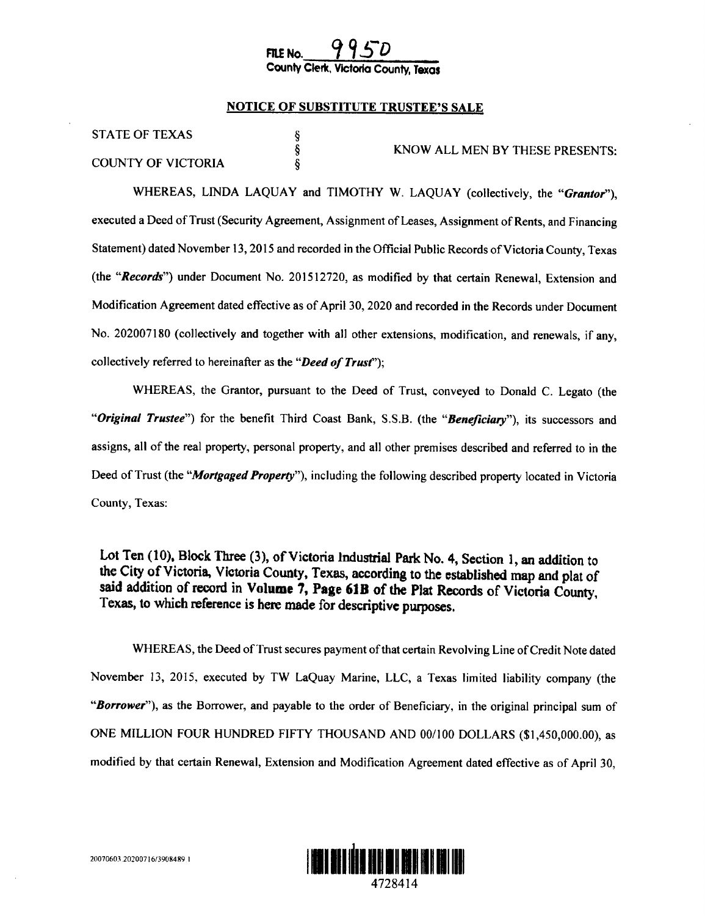**FILE No. 9950**
**County Clerk, Victoria County, Texas**

## NOTICE OF SUBSTITUTE TRUSTEE'S SALE

STATE OF TEXAS §
§ KNOW ALL MEN BY THESE PRESENTS:
COUNTY OF VICTORIA §

WHEREAS, LINDA LAQUAY and TIMOTHY W. LAQUAY (collectively, the "***Grantor***"), executed a Deed of Trust (Security Agreement, Assignment of Leases, Assignment of Rents, and Financing Statement) dated November 13, 2015 and recorded in the Official Public Records of Victoria County, Texas (the "***Records***") under Document No. 201512720, as modified by that certain Renewal, Extension and Modification Agreement dated effective as of April 30, 2020 and recorded in the Records under Document No. 202007180 (collectively and together with all other extensions, modification, and renewals, if any, collectively referred to hereinafter as the "***Deed of Trust***");

WHEREAS, the Grantor, pursuant to the Deed of Trust, conveyed to Donald C. Legato (the "***Original Trustee***") for the benefit Third Coast Bank, S.S.B. (the "***Beneficiary***"), its successors and assigns, all of the real property, personal property, and all other premises described and referred to in the Deed of Trust (the "***Mortgaged Property***"), including the following described property located in Victoria County, Texas:

**Lot Ten (10), Block Three (3), of Victoria Industrial Park No. 4, Section 1, an addition to the City of Victoria, Victoria County, Texas, according to the established map and plat of said addition of record in Volume 7, Page 61B of the Plat Records of Victoria County, Texas, to which reference is here made for descriptive purposes.**

WHEREAS, the Deed of Trust secures payment of that certain Revolving Line of Credit Note dated November 13, 2015, executed by TW LaQuay Marine, LLC, a Texas limited liability company (the "***Borrower***"), as the Borrower, and payable to the order of Beneficiary, in the original principal sum of ONE MILLION FOUR HUNDRED FIFTY THOUSAND AND 00/100 DOLLARS ($1,450,000.00), as modified by that certain Renewal, Extension and Modification Agreement dated effective as of April 30,

20070603.20200716/3908489.1

4728414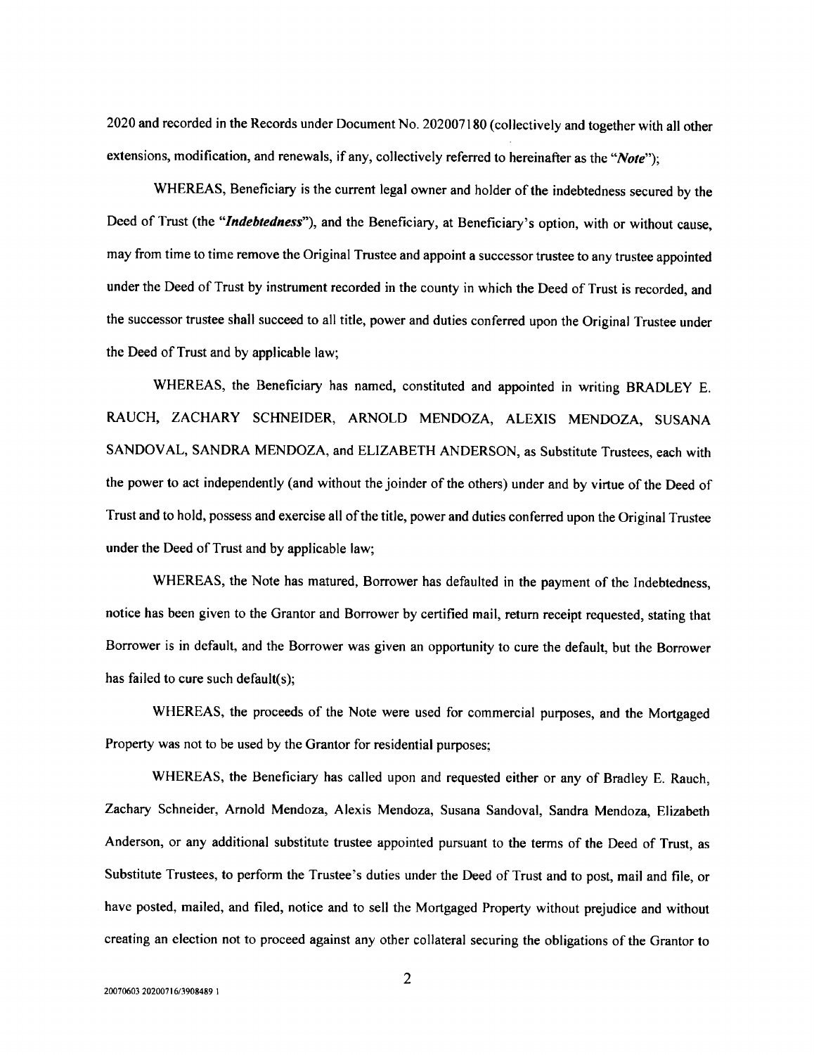2020 and recorded in the Records under Document No. 202007180 (collectively and together with all other extensions, modification, and renewals, if any, collectively referred to hereinafter as the "*Note*");

WHEREAS, Beneficiary is the current legal owner and holder of the indebtedness secured by the Deed of Trust (the "*Indebtedness*"), and the Beneficiary, at Beneficiary's option, with or without cause, may from time to time remove the Original Trustee and appoint a successor trustee to any trustee appointed under the Deed of Trust by instrument recorded in the county in which the Deed of Trust is recorded, and the successor trustee shall succeed to all title, power and duties conferred upon the Original Trustee under the Deed of Trust and by applicable law;

WHEREAS, the Beneficiary has named, constituted and appointed in writing BRADLEY E. RAUCH, ZACHARY SCHNEIDER, ARNOLD MENDOZA, ALEXIS MENDOZA, SUSANA SANDOVAL, SANDRA MENDOZA, and ELIZABETH ANDERSON, as Substitute Trustees, each with the power to act independently (and without the joinder of the others) under and by virtue of the Deed of Trust and to hold, possess and exercise all of the title, power and duties conferred upon the Original Trustee under the Deed of Trust and by applicable law;

WHEREAS, the Note has matured, Borrower has defaulted in the payment of the Indebtedness, notice has been given to the Grantor and Borrower by certified mail, return receipt requested, stating that Borrower is in default, and the Borrower was given an opportunity to cure the default, but the Borrower has failed to cure such default(s);

WHEREAS, the proceeds of the Note were used for commercial purposes, and the Mortgaged Property was not to be used by the Grantor for residential purposes;

WHEREAS, the Beneficiary has called upon and requested either or any of Bradley E. Rauch, Zachary Schneider, Arnold Mendoza, Alexis Mendoza, Susana Sandoval, Sandra Mendoza, Elizabeth Anderson, or any additional substitute trustee appointed pursuant to the terms of the Deed of Trust, as Substitute Trustees, to perform the Trustee's duties under the Deed of Trust and to post, mail and file, or have posted, mailed, and filed, notice and to sell the Mortgaged Property without prejudice and without creating an election not to proceed against any other collateral securing the obligations of the Grantor to

20070603 20200716/3908489 1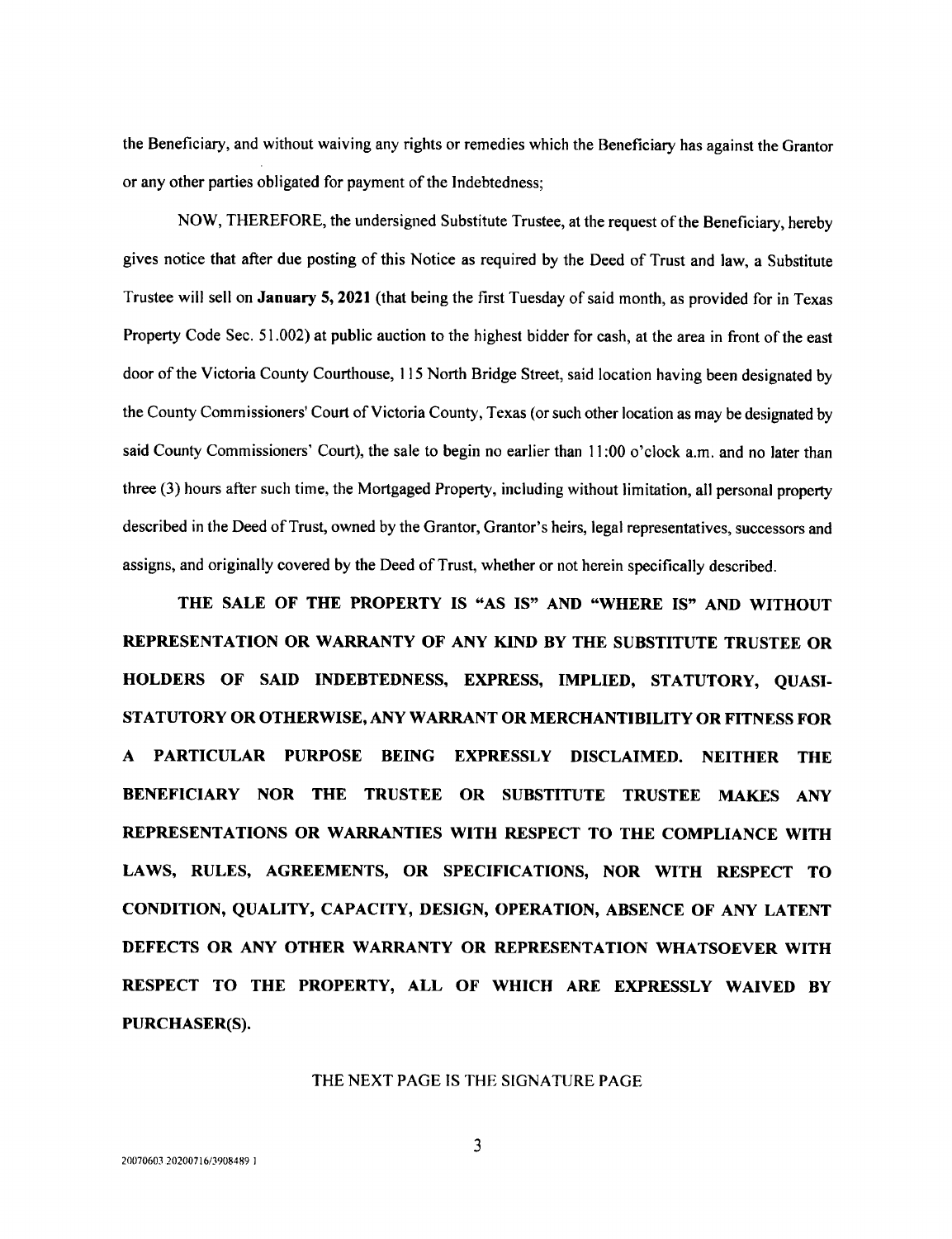the Beneficiary, and without waiving any rights or remedies which the Beneficiary has against the Grantor or any other parties obligated for payment of the Indebtedness;

NOW, THEREFORE, the undersigned Substitute Trustee, at the request of the Beneficiary, hereby gives notice that after due posting of this Notice as required by the Deed of Trust and law, a Substitute Trustee will sell on **January 5, 2021** (that being the first Tuesday of said month, as provided for in Texas Property Code Sec. 51.002) at public auction to the highest bidder for cash, at the area in front of the east door of the Victoria County Courthouse, 115 North Bridge Street, said location having been designated by the County Commissioners' Court of Victoria County, Texas (or such other location as may be designated by said County Commissioners' Court), the sale to begin no earlier than 11:00 o'clock a.m. and no later than three (3) hours after such time, the Mortgaged Property, including without limitation, all personal property described in the Deed of Trust, owned by the Grantor, Grantor's heirs, legal representatives, successors and assigns, and originally covered by the Deed of Trust, whether or not herein specifically described.

**THE SALE OF THE PROPERTY IS "AS IS" AND "WHERE IS" AND WITHOUT REPRESENTATION OR WARRANTY OF ANY KIND BY THE SUBSTITUTE TRUSTEE OR HOLDERS OF SAID INDEBTEDNESS, EXPRESS, IMPLIED, STATUTORY, QUASI-STATUTORY OR OTHERWISE, ANY WARRANT OR MERCHANTIBILITY OR FITNESS FOR A PARTICULAR PURPOSE BEING EXPRESSLY DISCLAIMED. NEITHER THE BENEFICIARY NOR THE TRUSTEE OR SUBSTITUTE TRUSTEE MAKES ANY REPRESENTATIONS OR WARRANTIES WITH RESPECT TO THE COMPLIANCE WITH LAWS, RULES, AGREEMENTS, OR SPECIFICATIONS, NOR WITH RESPECT TO CONDITION, QUALITY, CAPACITY, DESIGN, OPERATION, ABSENCE OF ANY LATENT DEFECTS OR ANY OTHER WARRANTY OR REPRESENTATION WHATSOEVER WITH RESPECT TO THE PROPERTY, ALL OF WHICH ARE EXPRESSLY WAIVED BY PURCHASER(S).**

THE NEXT PAGE IS THE SIGNATURE PAGE

20070603 20200716/3908489 1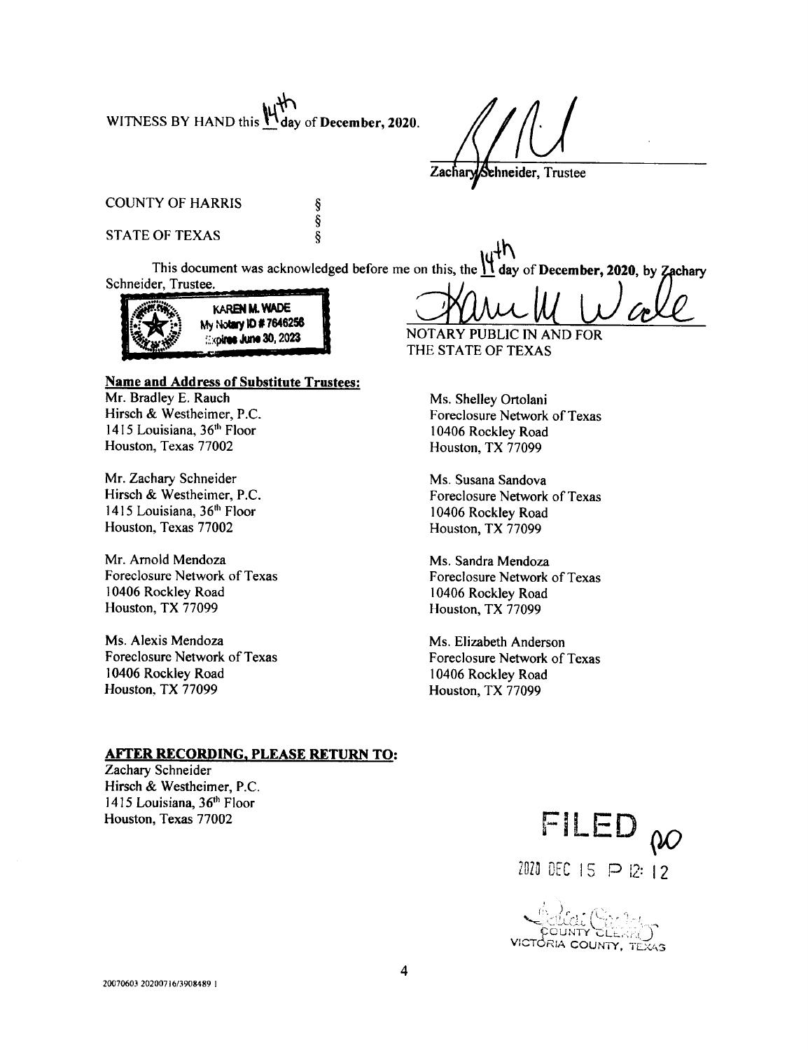WITNESS BY HAND this 14th day of **December, 2020**.

Zachary Schneider, Trustee

COUNTY OF HARRIS §
§
STATE OF TEXAS §

This document was acknowledged before me on this, the 14th day of **December, 2020**, by Zachary Schneider, Trustee.

KAREN M. WADE
My Notary ID # 7646256
Expires June 30, 2023

NOTARY PUBLIC IN AND FOR
THE STATE OF TEXAS

**Name and Address of Substitute Trustees:**

Mr. Bradley E. Rauch
Hirsch & Westheimer, P.C.
1415 Louisiana, 36th Floor
Houston, Texas 77002

Mr. Zachary Schneider
Hirsch & Westheimer, P.C.
1415 Louisiana, 36th Floor
Houston, Texas 77002

Mr. Arnold Mendoza
Foreclosure Network of Texas
10406 Rockley Road
Houston, TX 77099

Ms. Alexis Mendoza
Foreclosure Network of Texas
10406 Rockley Road
Houston, TX 77099

Ms. Shelley Ortolani
Foreclosure Network of Texas
10406 Rockley Road
Houston, TX 77099

Ms. Susana Sandova
Foreclosure Network of Texas
10406 Rockley Road
Houston, TX 77099

Ms. Sandra Mendoza
Foreclosure Network of Texas
10406 Rockley Road
Houston, TX 77099

Ms. Elizabeth Anderson
Foreclosure Network of Texas
10406 Rockley Road
Houston, TX 77099

**AFTER RECORDING, PLEASE RETURN TO:**

Zachary Schneider
Hirsch & Westheimer, P.C.
1415 Louisiana, 36th Floor
Houston, Texas 77002

FILED

2020 DEC 15 P 12: 12

COUNTY CLERK
VICTORIA COUNTY, TEXAS

20070603 20200716/3908489 1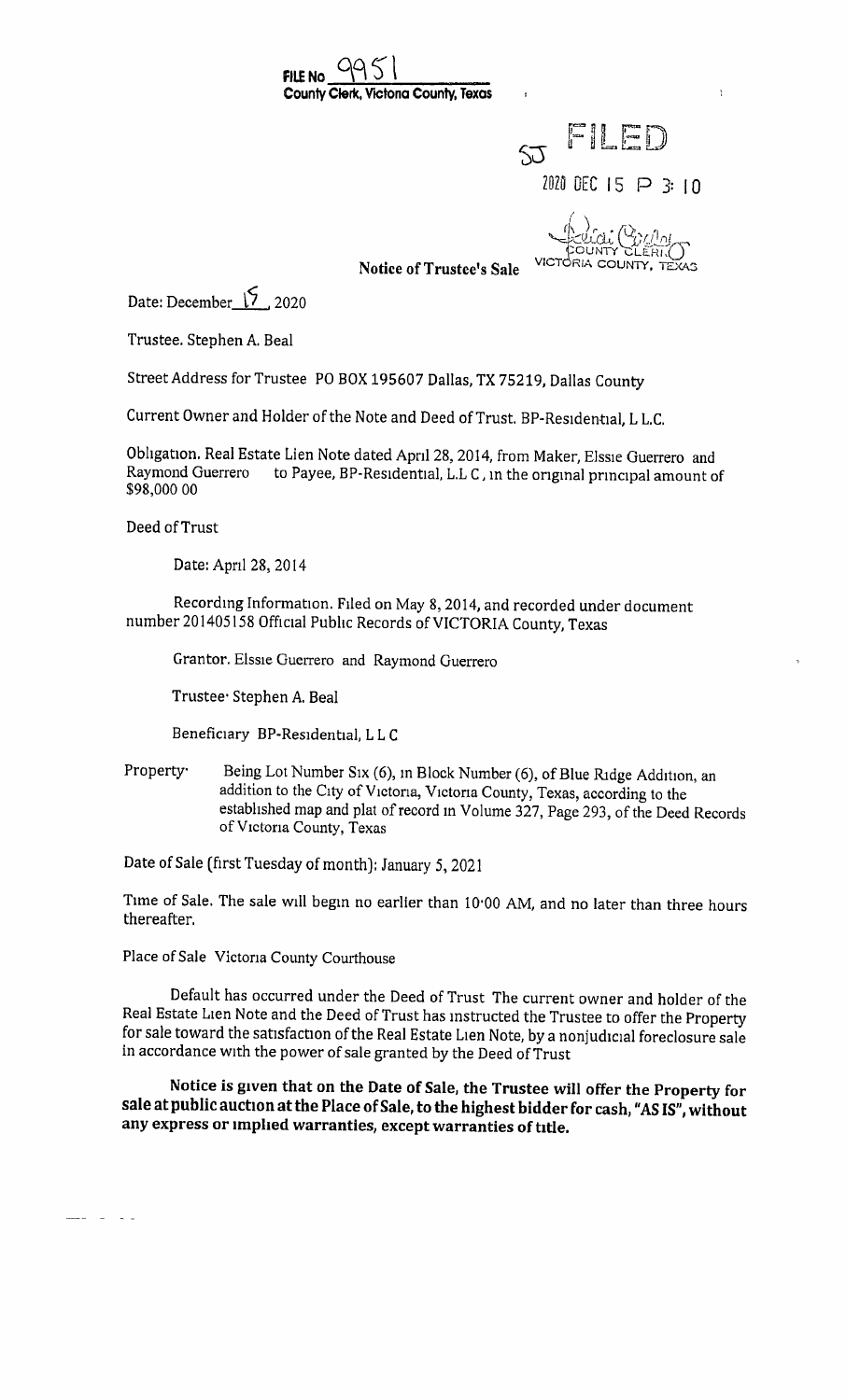FILE No 9951
County Clerk, Victoria County, Texas

SJ FILED

2020 DEC 15 P 3:10

COUNTY CLERK
VICTORIA COUNTY, TEXAS

**Notice of Trustee's Sale**

Date: December 15, 2020

Trustee. Stephen A. Beal

Street Address for Trustee PO BOX 195607 Dallas, TX 75219, Dallas County

Current Owner and Holder of the Note and Deed of Trust. BP-Residential, L L.C.

Obligation. Real Estate Lien Note dated April 28, 2014, from Maker, Elssie Guerrero and Raymond Guerrero to Payee, BP-Residential, L.L C, in the original principal amount of $98,000 00

Deed of Trust

Date: April 28, 2014

Recording Information. Filed on May 8, 2014, and recorded under document number 201405158 Official Public Records of VICTORIA County, Texas

Grantor. Elssie Guerrero and Raymond Guerrero

Trustee· Stephen A. Beal

Beneficiary BP-Residential, L L C

Property· Being Lot Number Six (6), in Block Number (6), of Blue Ridge Addition, an addition to the City of Victoria, Victoria County, Texas, according to the established map and plat of record in Volume 327, Page 293, of the Deed Records of Victoria County, Texas

Date of Sale (first Tuesday of month): January 5, 2021

Time of Sale. The sale will begin no earlier than 10·00 AM, and no later than three hours thereafter.

Place of Sale Victoria County Courthouse

Default has occurred under the Deed of Trust The current owner and holder of the Real Estate Lien Note and the Deed of Trust has instructed the Trustee to offer the Property for sale toward the satisfaction of the Real Estate Lien Note, by a nonjudicial foreclosure sale in accordance with the power of sale granted by the Deed of Trust

**Notice is given that on the Date of Sale, the Trustee will offer the Property for sale at public auction at the Place of Sale, to the highest bidder for cash, "AS IS", without any express or implied warranties, except warranties of title.**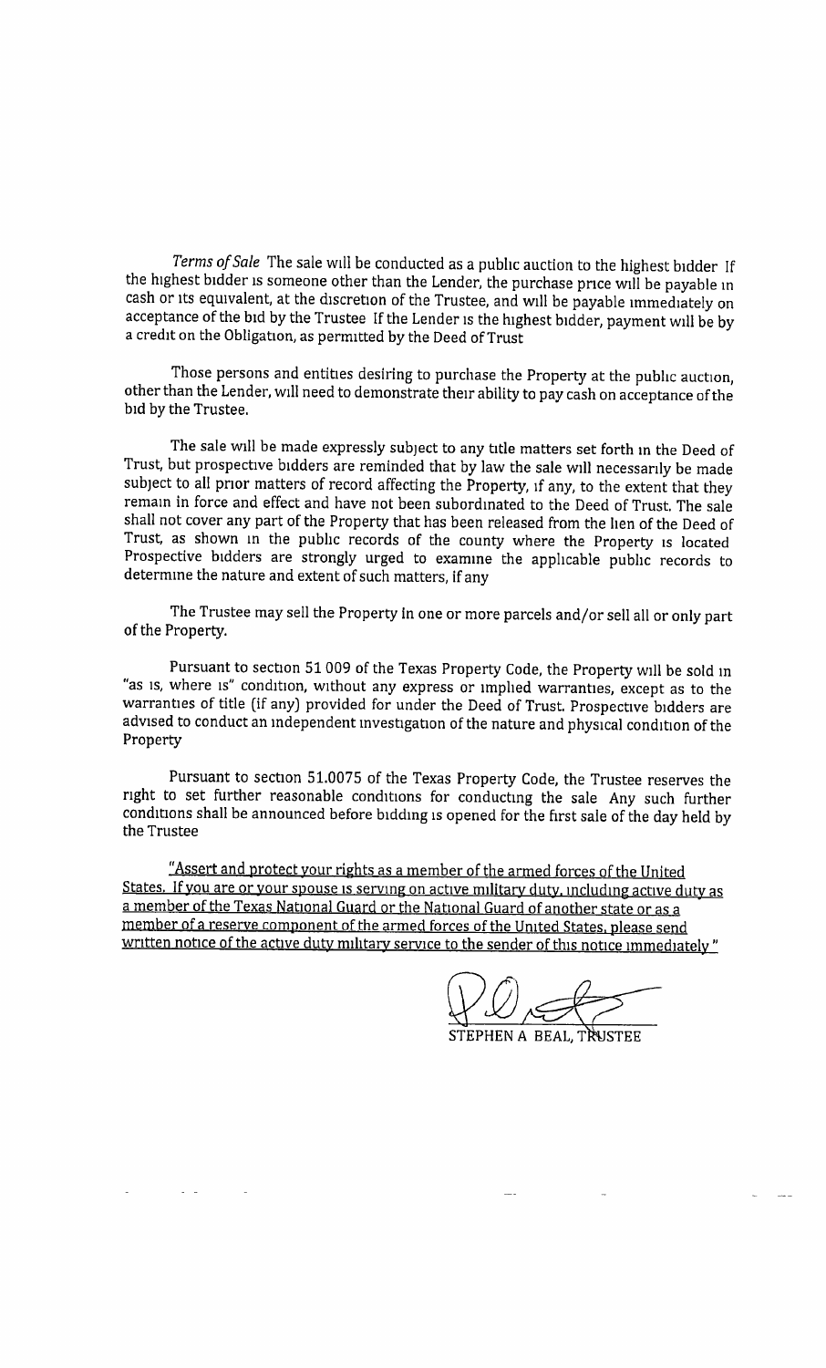*Terms of Sale* The sale will be conducted as a public auction to the highest bidder If the highest bidder is someone other than the Lender, the purchase price will be payable in cash or its equivalent, at the discretion of the Trustee, and will be payable immediately on acceptance of the bid by the Trustee If the Lender is the highest bidder, payment will be by a credit on the Obligation, as permitted by the Deed of Trust

Those persons and entities desiring to purchase the Property at the public auction, other than the Lender, will need to demonstrate their ability to pay cash on acceptance of the bid by the Trustee.

The sale will be made expressly subject to any title matters set forth in the Deed of Trust, but prospective bidders are reminded that by law the sale will necessarily be made subject to all prior matters of record affecting the Property, if any, to the extent that they remain in force and effect and have not been subordinated to the Deed of Trust. The sale shall not cover any part of the Property that has been released from the lien of the Deed of Trust, as shown in the public records of the county where the Property is located Prospective bidders are strongly urged to examine the applicable public records to determine the nature and extent of such matters, if any

The Trustee may sell the Property in one or more parcels and/or sell all or only part of the Property.

Pursuant to section 51 009 of the Texas Property Code, the Property will be sold in "as is, where is" condition, without any express or implied warranties, except as to the warranties of title (if any) provided for under the Deed of Trust. Prospective bidders are advised to conduct an independent investigation of the nature and physical condition of the Property

Pursuant to section 51.0075 of the Texas Property Code, the Trustee reserves the right to set further reasonable conditions for conducting the sale Any such further conditions shall be announced before bidding is opened for the first sale of the day held by the Trustee

"Assert and protect your rights as a member of the armed forces of the United States. If you are or your spouse is serving on active military duty, including active duty as a member of the Texas National Guard or the National Guard of another state or as a member of a reserve component of the armed forces of the United States, please send written notice of the active duty military service to the sender of this notice immediately"

STEPHEN A BEAL, TRUSTEE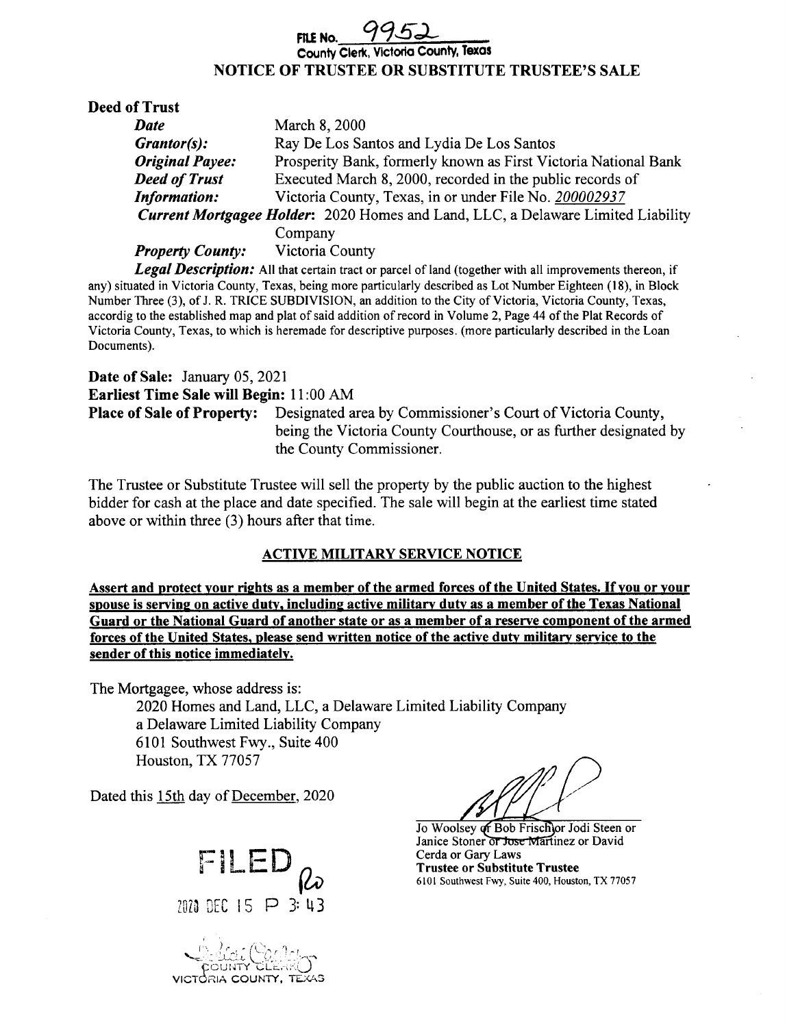FILE No. 9952

County Clerk, Victoria County, Texas

# NOTICE OF TRUSTEE OR SUBSTITUTE TRUSTEE'S SALE

**Deed of Trust**

| | |
|---|---|
| ***Date*** | March 8, 2000 |
| ***Grantor(s):*** | Ray De Los Santos and Lydia De Los Santos |
| ***Original Payee:*** | Prosperity Bank, formerly known as First Victoria National Bank |
| ***Deed of Trust Information:*** | Executed March 8, 2000, recorded in the public records of Victoria County, Texas, in or under File No. 200002937 |
| ***Current Mortgagee Holder:*** | 2020 Homes and Land, LLC, a Delaware Limited Liability Company |
| ***Property County:*** | Victoria County |

***Legal Description:*** All that certain tract or parcel of land (together with all improvements thereon, if any) situated in Victoria County, Texas, being more particularly described as Lot Number Eighteen (18), in Block Number Three (3), of J. R. TRICE SUBDIVISION, an addition to the City of Victoria, Victoria County, Texas, accordig to the established map and plat of said addition of record in Volume 2, Page 44 of the Plat Records of Victoria County, Texas, to which is heremade for descriptive purposes. (more particularly described in the Loan Documents).

**Date of Sale:** January 05, 2021

**Earliest Time Sale will Begin:** 11:00 AM

**Place of Sale of Property:** Designated area by Commissioner's Court of Victoria County, being the Victoria County Courthouse, or as further designated by the County Commissioner.

The Trustee or Substitute Trustee will sell the property by the public auction to the highest bidder for cash at the place and date specified. The sale will begin at the earliest time stated above or within three (3) hours after that time.

## ACTIVE MILITARY SERVICE NOTICE

**Assert and protect your rights as a member of the armed forces of the United States. If you or your spouse is serving on active duty, including active military duty as a member of the Texas National Guard or the National Guard of another state or as a member of a reserve component of the armed forces of the United States, please send written notice of the active duty military service to the sender of this notice immediately.**

The Mortgagee, whose address is:

2020 Homes and Land, LLC, a Delaware Limited Liability Company
a Delaware Limited Liability Company
6101 Southwest Fwy., Suite 400
Houston, TX 77057

Dated this 15th day of December, 2020

Jo Woolsey or Bob Frisch or Jodi Steen or Janice Stoner or Jose Martinez or David Cerda or Gary Laws
**Trustee or Substitute Trustee**
6101 Southwest Fwy, Suite 400, Houston, TX 77057

FILED
2020 DEC 15 P 3:43
COUNTY CLERK
VICTORIA COUNTY, TEXAS